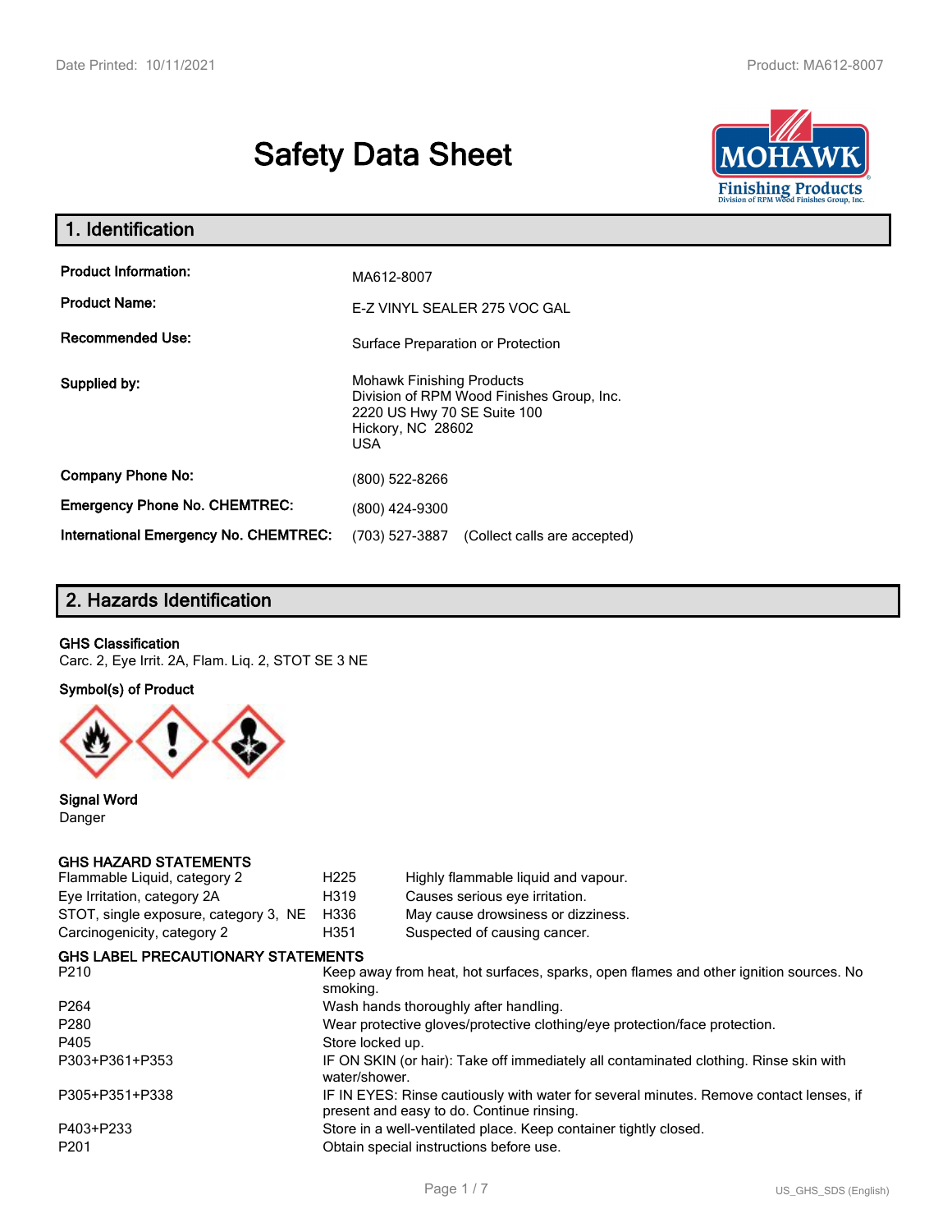# Safety Data Sheet

## 1. Identification

| | |
|---|---|
| **Product Information:** | MA612-8007 |
| **Product Name:** | E-Z VINYL SEALER 275 VOC GAL |
| **Recommended Use:** | Surface Preparation or Protection |
| **Supplied by:** | Mohawk Finishing Products<br>Division of RPM Wood Finishes Group, Inc.<br>2220 US Hwy 70 SE Suite 100<br>Hickory, NC 28602<br>USA |
| **Company Phone No:** | (800) 522-8266 |
| **Emergency Phone No. CHEMTREC:** | (800) 424-9300 |
| **International Emergency No. CHEMTREC:** | (703) 527-3887 (Collect calls are accepted) |

## 2. Hazards Identification

**GHS Classification**

Carc. 2, Eye Irrit. 2A, Flam. Liq. 2, STOT SE 3 NE

**Symbol(s) of Product**

**Signal Word**

Danger

**GHS HAZARD STATEMENTS**

| | | |
|---|---|---|
| Flammable Liquid, category 2 | H225 | Highly flammable liquid and vapour. |
| Eye Irritation, category 2A | H319 | Causes serious eye irritation. |
| STOT, single exposure, category 3, NE | H336 | May cause drowsiness or dizziness. |
| Carcinogenicity, category 2 | H351 | Suspected of causing cancer. |

**GHS LABEL PRECAUTIONARY STATEMENTS**

| | |
|---|---|
| P210 | Keep away from heat, hot surfaces, sparks, open flames and other ignition sources. No smoking. |
| P264 | Wash hands thoroughly after handling. |
| P280 | Wear protective gloves/protective clothing/eye protection/face protection. |
| P405 | Store locked up. |
| P303+P361+P353 | IF ON SKIN (or hair): Take off immediately all contaminated clothing. Rinse skin with water/shower. |
| P305+P351+P338 | IF IN EYES: Rinse cautiously with water for several minutes. Remove contact lenses, if present and easy to do. Continue rinsing. |
| P403+P233 | Store in a well-ventilated place. Keep container tightly closed. |
| P201 | Obtain special instructions before use. |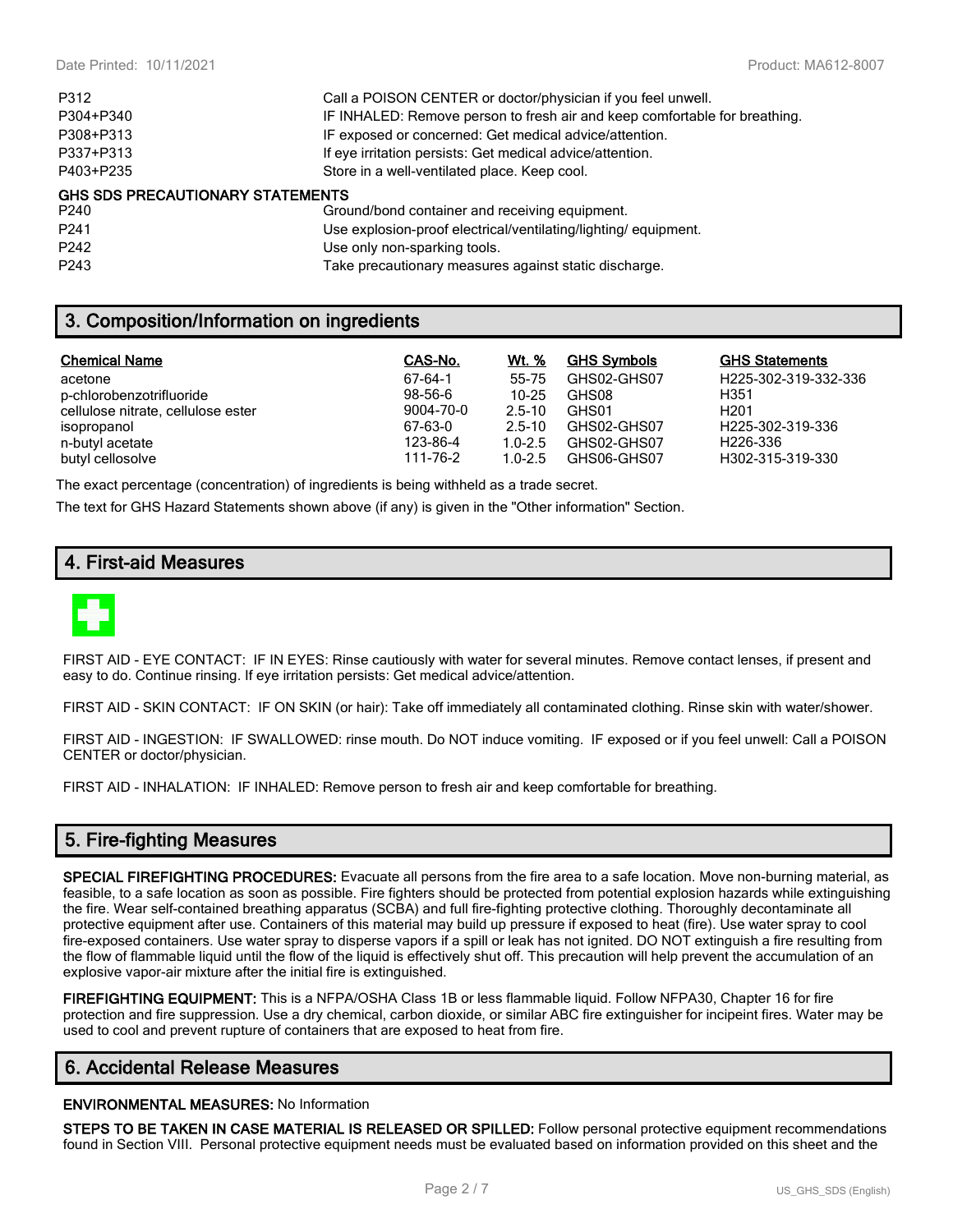| | |
|---|---|
| P312 | Call a POISON CENTER or doctor/physician if you feel unwell. |
| P304+P340 | IF INHALED: Remove person to fresh air and keep comfortable for breathing. |
| P308+P313 | IF exposed or concerned: Get medical advice/attention. |
| P337+P313 | If eye irritation persists: Get medical advice/attention. |
| P403+P235 | Store in a well-ventilated place. Keep cool. |

**GHS SDS PRECAUTIONARY STATEMENTS**

| | |
|---|---|
| P240 | Ground/bond container and receiving equipment. |
| P241 | Use explosion-proof electrical/ventilating/lighting/ equipment. |
| P242 | Use only non-sparking tools. |
| P243 | Take precautionary measures against static discharge. |

## 3. Composition/Information on ingredients

| Chemical Name | CAS-No. | Wt. % | GHS Symbols | GHS Statements |
|---|---|---|---|---|
| acetone | 67-64-1 | 55-75 | GHS02-GHS07 | H225-302-319-332-336 |
| p-chlorobenzotrifluoride | 98-56-6 | 10-25 | GHS08 | H351 |
| cellulose nitrate, cellulose ester | 9004-70-0 | 2.5-10 | GHS01 | H201 |
| isopropanol | 67-63-0 | 2.5-10 | GHS02-GHS07 | H225-302-319-336 |
| n-butyl acetate | 123-86-4 | 1.0-2.5 | GHS02-GHS07 | H226-336 |
| butyl cellosolve | 111-76-2 | 1.0-2.5 | GHS06-GHS07 | H302-315-319-330 |

The exact percentage (concentration) of ingredients is being withheld as a trade secret.

The text for GHS Hazard Statements shown above (if any) is given in the "Other information" Section.

## 4. First-aid Measures

FIRST AID - EYE CONTACT: IF IN EYES: Rinse cautiously with water for several minutes. Remove contact lenses, if present and easy to do. Continue rinsing. If eye irritation persists: Get medical advice/attention.

FIRST AID - SKIN CONTACT: IF ON SKIN (or hair): Take off immediately all contaminated clothing. Rinse skin with water/shower.

FIRST AID - INGESTION: IF SWALLOWED: rinse mouth. Do NOT induce vomiting. IF exposed or if you feel unwell: Call a POISON CENTER or doctor/physician.

FIRST AID - INHALATION: IF INHALED: Remove person to fresh air and keep comfortable for breathing.

## 5. Fire-fighting Measures

**SPECIAL FIREFIGHTING PROCEDURES:** Evacuate all persons from the fire area to a safe location. Move non-burning material, as feasible, to a safe location as soon as possible. Fire fighters should be protected from potential explosion hazards while extinguishing the fire. Wear self-contained breathing apparatus (SCBA) and full fire-fighting protective clothing. Thoroughly decontaminate all protective equipment after use. Containers of this material may build up pressure if exposed to heat (fire). Use water spray to cool fire-exposed containers. Use water spray to disperse vapors if a spill or leak has not ignited. DO NOT extinguish a fire resulting from the flow of flammable liquid until the flow of the liquid is effectively shut off. This precaution will help prevent the accumulation of an explosive vapor-air mixture after the initial fire is extinguished.

**FIREFIGHTING EQUIPMENT:** This is a NFPA/OSHA Class 1B or less flammable liquid. Follow NFPA30, Chapter 16 for fire protection and fire suppression. Use a dry chemical, carbon dioxide, or similar ABC fire extinguisher for incipeint fires. Water may be used to cool and prevent rupture of containers that are exposed to heat from fire.

## 6. Accidental Release Measures

**ENVIRONMENTAL MEASURES:** No Information

**STEPS TO BE TAKEN IN CASE MATERIAL IS RELEASED OR SPILLED:** Follow personal protective equipment recommendations found in Section VIII. Personal protective equipment needs must be evaluated based on information provided on this sheet and the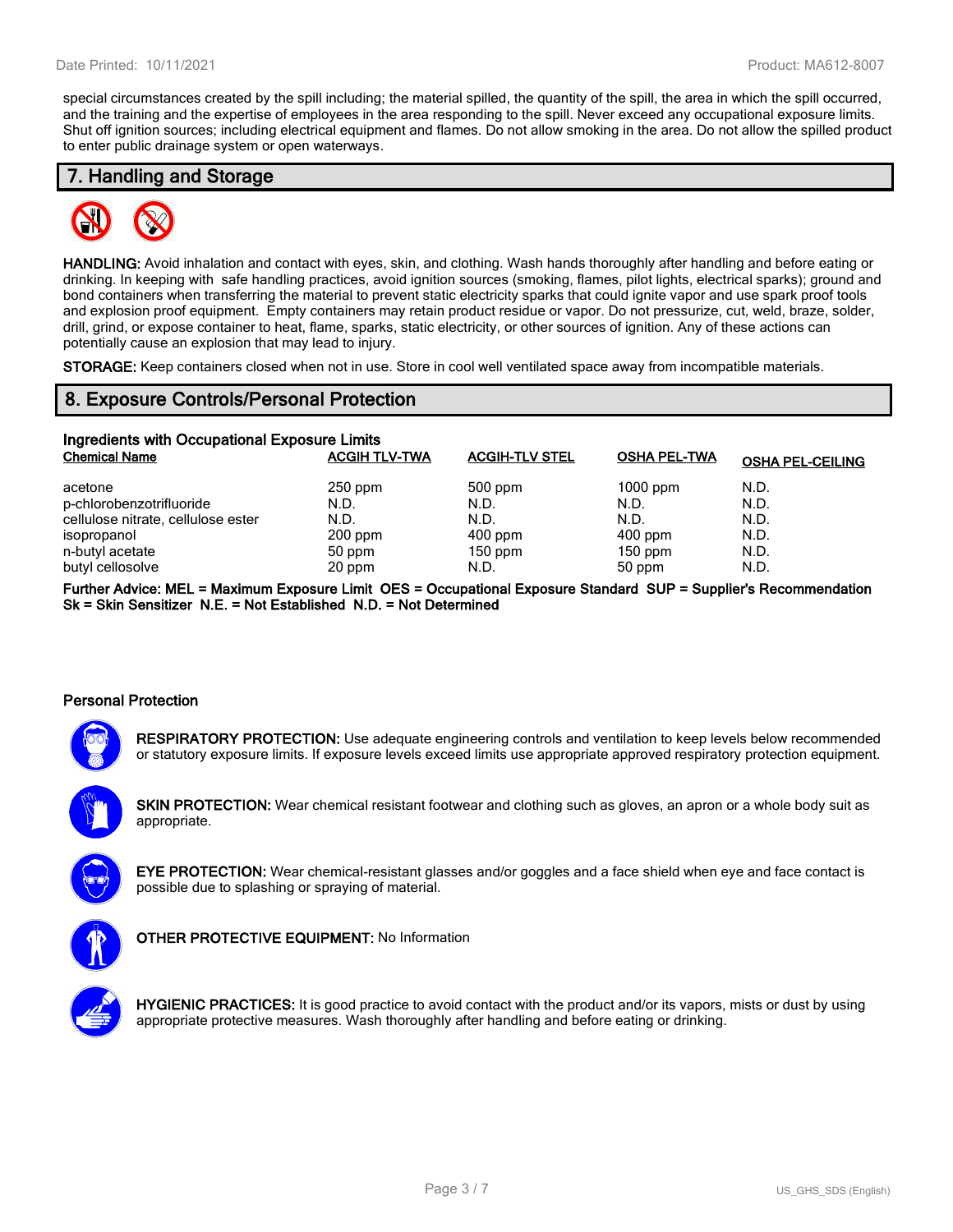special circumstances created by the spill including; the material spilled, the quantity of the spill, the area in which the spill occurred, and the training and the expertise of employees in the area responding to the spill. Never exceed any occupational exposure limits. Shut off ignition sources; including electrical equipment and flames. Do not allow smoking in the area. Do not allow the spilled product to enter public drainage system or open waterways.

## 7. Handling and Storage

**HANDLING:** Avoid inhalation and contact with eyes, skin, and clothing. Wash hands thoroughly after handling and before eating or drinking. In keeping with safe handling practices, avoid ignition sources (smoking, flames, pilot lights, electrical sparks); ground and bond containers when transferring the material to prevent static electricity sparks that could ignite vapor and use spark proof tools and explosion proof equipment. Empty containers may retain product residue or vapor. Do not pressurize, cut, weld, braze, solder, drill, grind, or expose container to heat, flame, sparks, static electricity, or other sources of ignition. Any of these actions can potentially cause an explosion that may lead to injury.

**STORAGE:** Keep containers closed when not in use. Store in cool well ventilated space away from incompatible materials.

## 8. Exposure Controls/Personal Protection

### Ingredients with Occupational Exposure Limits

| Chemical Name | ACGIH TLV-TWA | ACGIH-TLV STEL | OSHA PEL-TWA | OSHA PEL-CEILING |
|---|---|---|---|---|
| acetone | 250 ppm | 500 ppm | 1000 ppm | N.D. |
| p-chlorobenzotrifluoride | N.D. | N.D. | N.D. | N.D. |
| cellulose nitrate, cellulose ester | N.D. | N.D. | N.D. | N.D. |
| isopropanol | 200 ppm | 400 ppm | 400 ppm | N.D. |
| n-butyl acetate | 50 ppm | 150 ppm | 150 ppm | N.D. |
| butyl cellosolve | 20 ppm | N.D. | 50 ppm | N.D. |

**Further Advice: MEL = Maximum Exposure Limit OES = Occupational Exposure Standard SUP = Supplier's Recommendation Sk = Skin Sensitizer N.E. = Not Established N.D. = Not Determined**

### Personal Protection

**RESPIRATORY PROTECTION:** Use adequate engineering controls and ventilation to keep levels below recommended or statutory exposure limits. If exposure levels exceed limits use appropriate approved respiratory protection equipment.

**SKIN PROTECTION:** Wear chemical resistant footwear and clothing such as gloves, an apron or a whole body suit as appropriate.

**EYE PROTECTION:** Wear chemical-resistant glasses and/or goggles and a face shield when eye and face contact is possible due to splashing or spraying of material.

**OTHER PROTECTIVE EQUIPMENT:** No Information

**HYGIENIC PRACTICES:** It is good practice to avoid contact with the product and/or its vapors, mists or dust by using appropriate protective measures. Wash thoroughly after handling and before eating or drinking.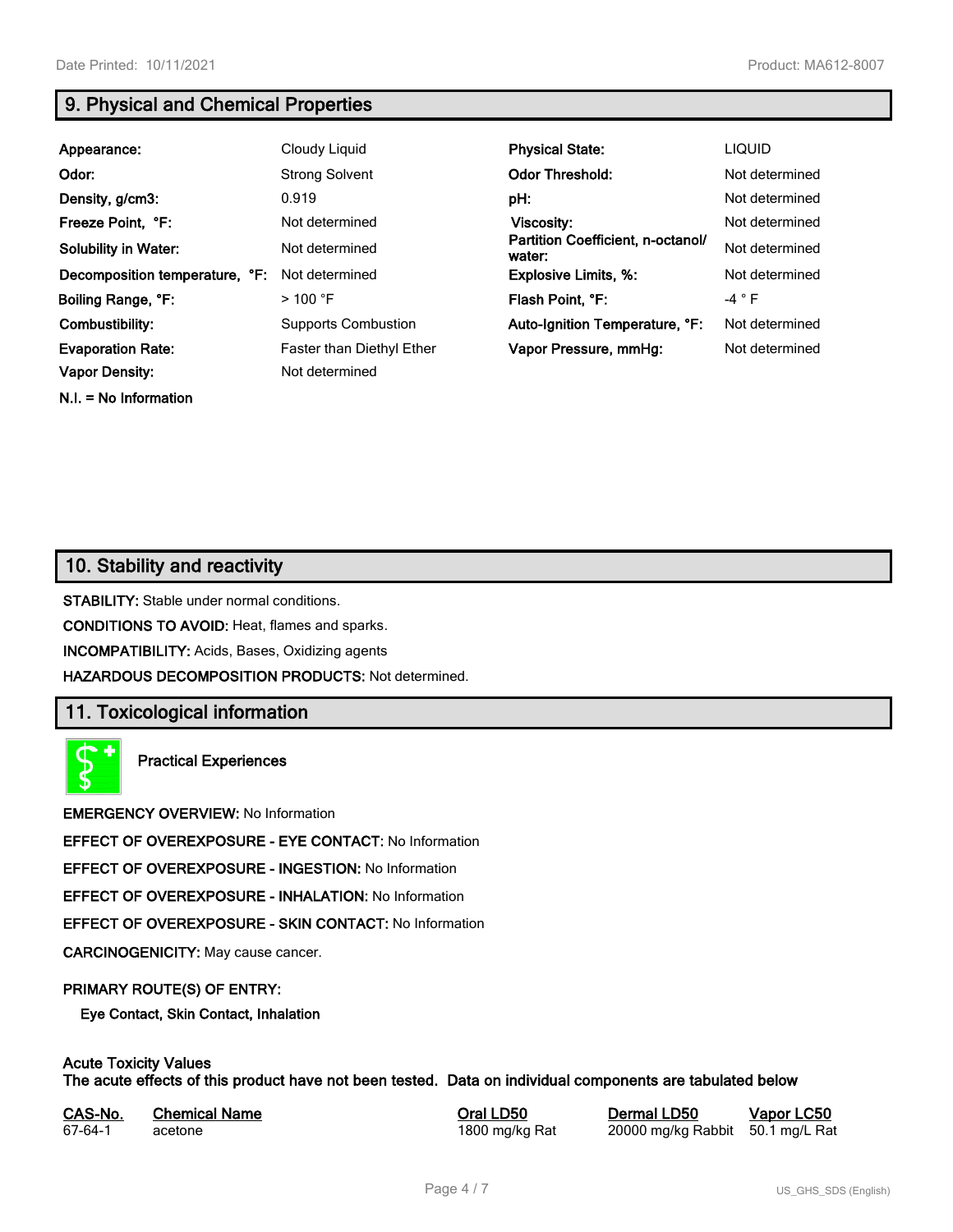## 9. Physical and Chemical Properties

| | | | |
|---|---|---|---|
| **Appearance:** | Cloudy Liquid | **Physical State:** | LIQUID |
| **Odor:** | Strong Solvent | **Odor Threshold:** | Not determined |
| **Density, g/cm3:** | 0.919 | **pH:** | Not determined |
| **Freeze Point, °F:** | Not determined | **Viscosity:** | Not determined |
| **Solubility in Water:** | Not determined | **Partition Coefficient, n-octanol/ water:** | Not determined |
| **Decomposition temperature, °F:** | Not determined | **Explosive Limits, %:** | Not determined |
| **Boiling Range, °F:** | > 100 °F | **Flash Point, °F:** | -4 ° F |
| **Combustibility:** | Supports Combustion | **Auto-Ignition Temperature, °F:** | Not determined |
| **Evaporation Rate:** | Faster than Diethyl Ether | **Vapor Pressure, mmHg:** | Not determined |
| **Vapor Density:** | Not determined | | |

**N.I. = No Information**

## 10. Stability and reactivity

**STABILITY:** Stable under normal conditions.

**CONDITIONS TO AVOID:** Heat, flames and sparks.

**INCOMPATIBILITY:** Acids, Bases, Oxidizing agents

**HAZARDOUS DECOMPOSITION PRODUCTS:** Not determined.

## 11. Toxicological information

**Practical Experiences**

**EMERGENCY OVERVIEW:** No Information

**EFFECT OF OVEREXPOSURE - EYE CONTACT:** No Information

**EFFECT OF OVEREXPOSURE - INGESTION:** No Information

**EFFECT OF OVEREXPOSURE - INHALATION:** No Information

**EFFECT OF OVEREXPOSURE - SKIN CONTACT:** No Information

**CARCINOGENICITY:** May cause cancer.

**PRIMARY ROUTE(S) OF ENTRY:**

**Eye Contact, Skin Contact, Inhalation**

**Acute Toxicity Values**
**The acute effects of this product have not been tested. Data on individual components are tabulated below**

| CAS-No. | Chemical Name | Oral LD50 | Dermal LD50 | Vapor LC50 |
|---|---|---|---|---|
| 67-64-1 | acetone | 1800 mg/kg Rat | 20000 mg/kg Rabbit | 50.1 mg/L Rat |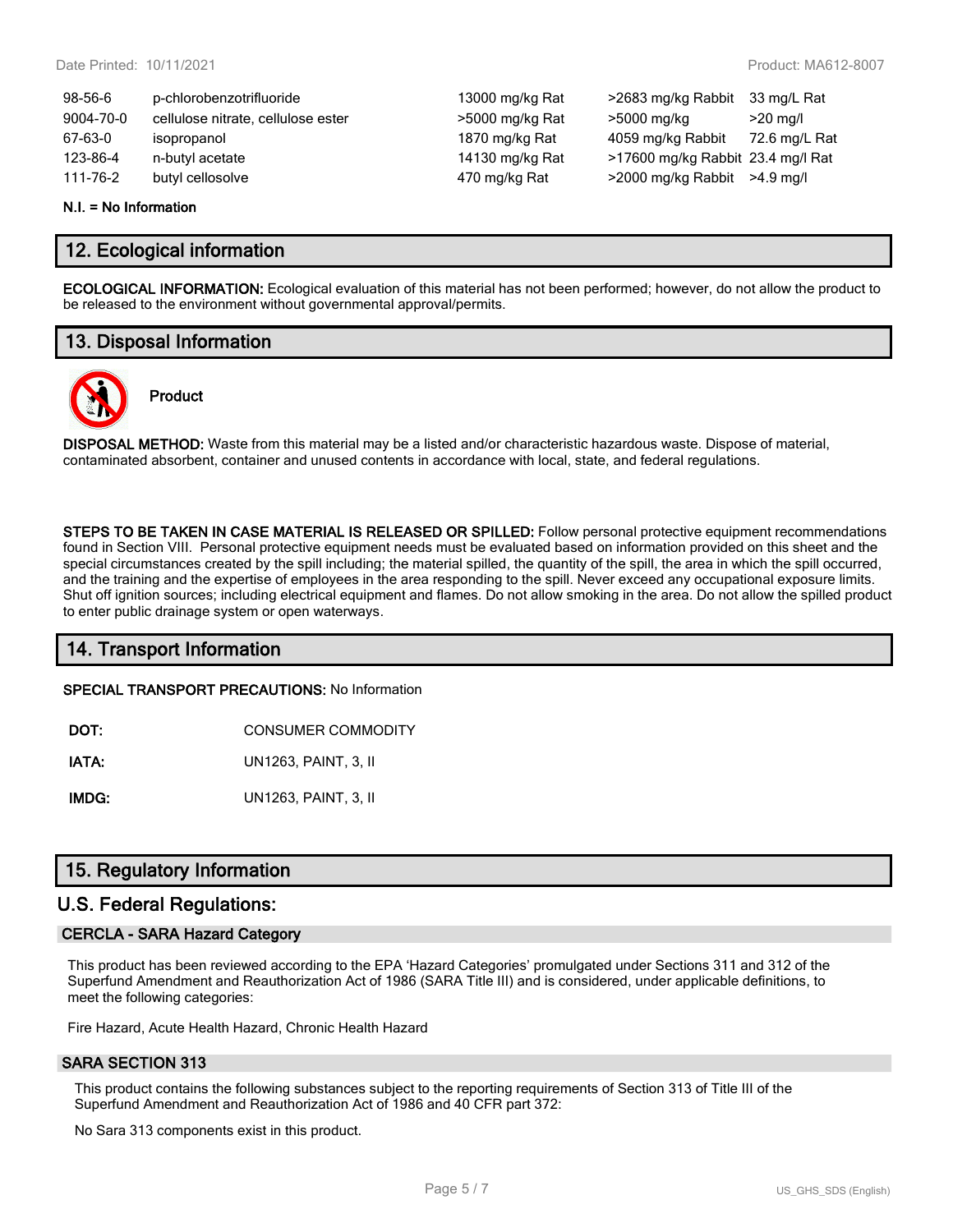| | | | | |
|---|---|---|---|---|
| 98-56-6 | p-chlorobenzotrifluoride | 13000 mg/kg Rat | >2683 mg/kg Rabbit | 33 mg/L Rat |
| 9004-70-0 | cellulose nitrate, cellulose ester | >5000 mg/kg Rat | >5000 mg/kg | >20 mg/l |
| 67-63-0 | isopropanol | 1870 mg/kg Rat | 4059 mg/kg Rabbit | 72.6 mg/L Rat |
| 123-86-4 | n-butyl acetate | 14130 mg/kg Rat | >17600 mg/kg Rabbit | 23.4 mg/l Rat |
| 111-76-2 | butyl cellosolve | 470 mg/kg Rat | >2000 mg/kg Rabbit | >4.9 mg/l |

**N.I. = No Information**

## 12. Ecological information

**ECOLOGICAL INFORMATION:** Ecological evaluation of this material has not been performed; however, do not allow the product to be released to the environment without governmental approval/permits.

## 13. Disposal Information

**Product**

**DISPOSAL METHOD:** Waste from this material may be a listed and/or characteristic hazardous waste. Dispose of material, contaminated absorbent, container and unused contents in accordance with local, state, and federal regulations.

**STEPS TO BE TAKEN IN CASE MATERIAL IS RELEASED OR SPILLED:** Follow personal protective equipment recommendations found in Section VIII. Personal protective equipment needs must be evaluated based on information provided on this sheet and the special circumstances created by the spill including; the material spilled, the quantity of the spill, the area in which the spill occurred, and the training and the expertise of employees in the area responding to the spill. Never exceed any occupational exposure limits. Shut off ignition sources; including electrical equipment and flames. Do not allow smoking in the area. Do not allow the spilled product to enter public drainage system or open waterways.

## 14. Transport Information

**SPECIAL TRANSPORT PRECAUTIONS:** No Information

| | |
|---|---|
| **DOT:** | CONSUMER COMMODITY |
| **IATA:** | UN1263, PAINT, 3, II |
| **IMDG:** | UN1263, PAINT, 3, II |

## 15. Regulatory Information

## U.S. Federal Regulations:

### CERCLA - SARA Hazard Category

This product has been reviewed according to the EPA 'Hazard Categories' promulgated under Sections 311 and 312 of the Superfund Amendment and Reauthorization Act of 1986 (SARA Title III) and is considered, under applicable definitions, to meet the following categories:

Fire Hazard, Acute Health Hazard, Chronic Health Hazard

### SARA SECTION 313

This product contains the following substances subject to the reporting requirements of Section 313 of Title III of the Superfund Amendment and Reauthorization Act of 1986 and 40 CFR part 372:

No Sara 313 components exist in this product.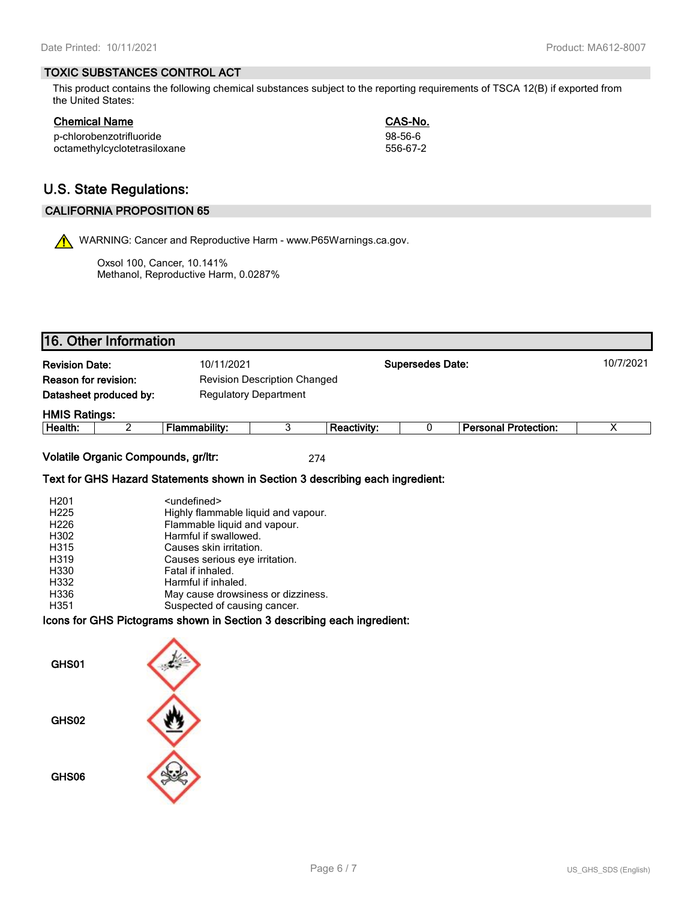### TOXIC SUBSTANCES CONTROL ACT

This product contains the following chemical substances subject to the reporting requirements of TSCA 12(B) if exported from the United States:

| Chemical Name | CAS-No. |
| --- | --- |
| p-chlorobenzotrifluoride | 98-56-6 |
| octamethylcyclotetrasiloxane | 556-67-2 |

## U.S. State Regulations:

### CALIFORNIA PROPOSITION 65

WARNING: Cancer and Reproductive Harm - www.P65Warnings.ca.gov.

Oxsol 100, Cancer, 10.141%
Methanol, Reproductive Harm, 0.0287%

## 16. Other Information

**Revision Date:** 10/11/2021 **Supersedes Date:** 10/7/2021

**Reason for revision:** Revision Description Changed

**Datasheet produced by:** Regulatory Department

**HMIS Ratings:**

| Health: | 2 | Flammability: | 3 | Reactivity: | 0 | Personal Protection: | X |
| --- | --- | --- | --- | --- | --- | --- | --- |

**Volatile Organic Compounds, gr/ltr:** 274

**Text for GHS Hazard Statements shown in Section 3 describing each ingredient:**

| | |
| --- | --- |
| H201 | <undefined> |
| H225 | Highly flammable liquid and vapour. |
| H226 | Flammable liquid and vapour. |
| H302 | Harmful if swallowed. |
| H315 | Causes skin irritation. |
| H319 | Causes serious eye irritation. |
| H330 | Fatal if inhaled. |
| H332 | Harmful if inhaled. |
| H336 | May cause drowsiness or dizziness. |
| H351 | Suspected of causing cancer. |

**Icons for GHS Pictograms shown in Section 3 describing each ingredient:**

GHS01

GHS02

GHS06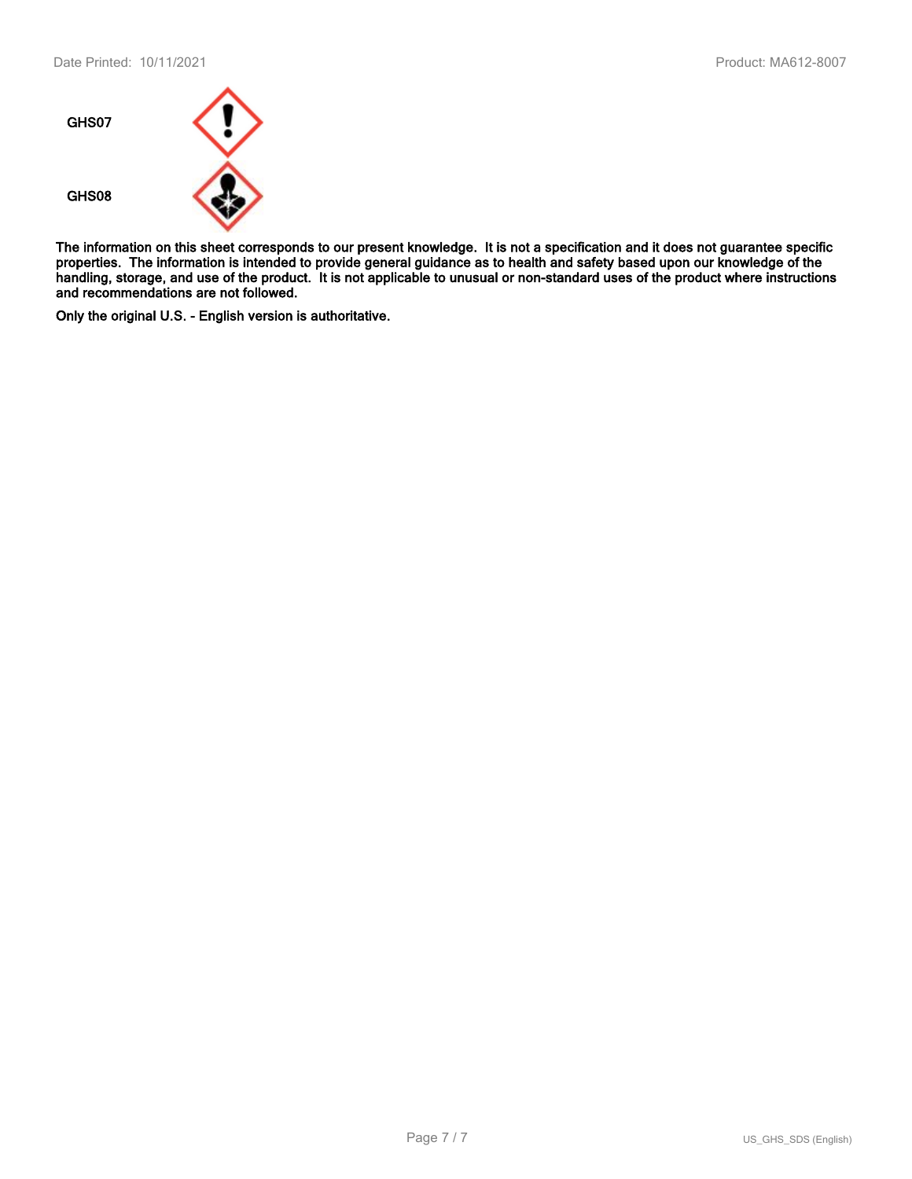GHS07

GHS08

**The information on this sheet corresponds to our present knowledge. It is not a specification and it does not guarantee specific properties. The information is intended to provide general guidance as to health and safety based upon our knowledge of the handling, storage, and use of the product. It is not applicable to unusual or non-standard uses of the product where instructions and recommendations are not followed.**

**Only the original U.S. - English version is authoritative.**